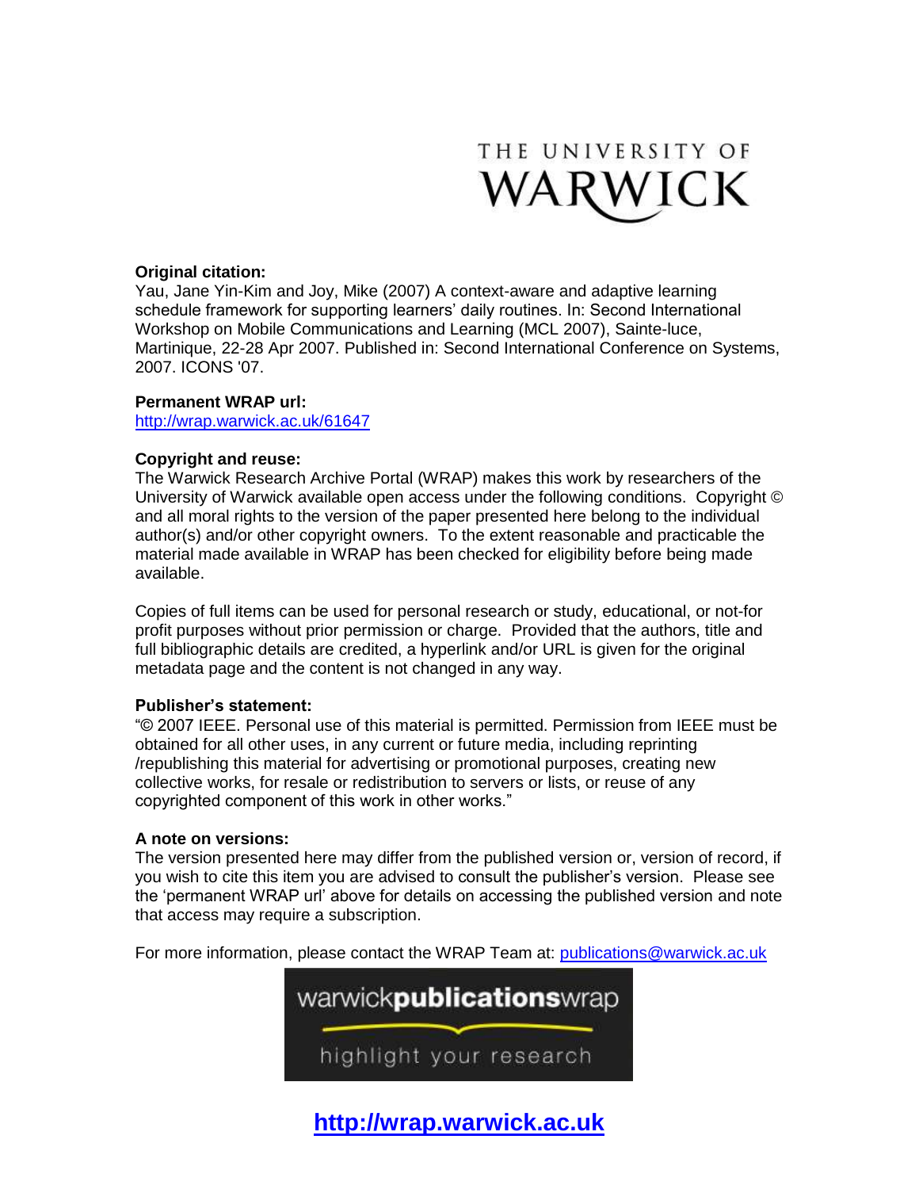THE UNIVERSITY OF WARWICK

**Original citation:**
Yau, Jane Yin-Kim and Joy, Mike (2007) A context-aware and adaptive learning schedule framework for supporting learners' daily routines. In: Second International Workshop on Mobile Communications and Learning (MCL 2007), Sainte-luce, Martinique, 22-28 Apr 2007. Published in: Second International Conference on Systems, 2007. ICONS '07.

**Permanent WRAP url:**
http://wrap.warwick.ac.uk/61647

**Copyright and reuse:**
The Warwick Research Archive Portal (WRAP) makes this work by researchers of the University of Warwick available open access under the following conditions. Copyright © and all moral rights to the version of the paper presented here belong to the individual author(s) and/or other copyright owners. To the extent reasonable and practicable the material made available in WRAP has been checked for eligibility before being made available.

Copies of full items can be used for personal research or study, educational, or not-for profit purposes without prior permission or charge. Provided that the authors, title and full bibliographic details are credited, a hyperlink and/or URL is given for the original metadata page and the content is not changed in any way.

**Publisher's statement:**
"© 2007 IEEE. Personal use of this material is permitted. Permission from IEEE must be obtained for all other uses, in any current or future media, including reprinting /republishing this material for advertising or promotional purposes, creating new collective works, for resale or redistribution to servers or lists, or reuse of any copyrighted component of this work in other works."

**A note on versions:**
The version presented here may differ from the published version or, version of record, if you wish to cite this item you are advised to consult the publisher's version. Please see the 'permanent WRAP url' above for details on accessing the published version and note that access may require a subscription.

For more information, please contact the WRAP Team at: publications@warwick.ac.uk

warwick**publications**wrap

highlight your research

**http://wrap.warwick.ac.uk**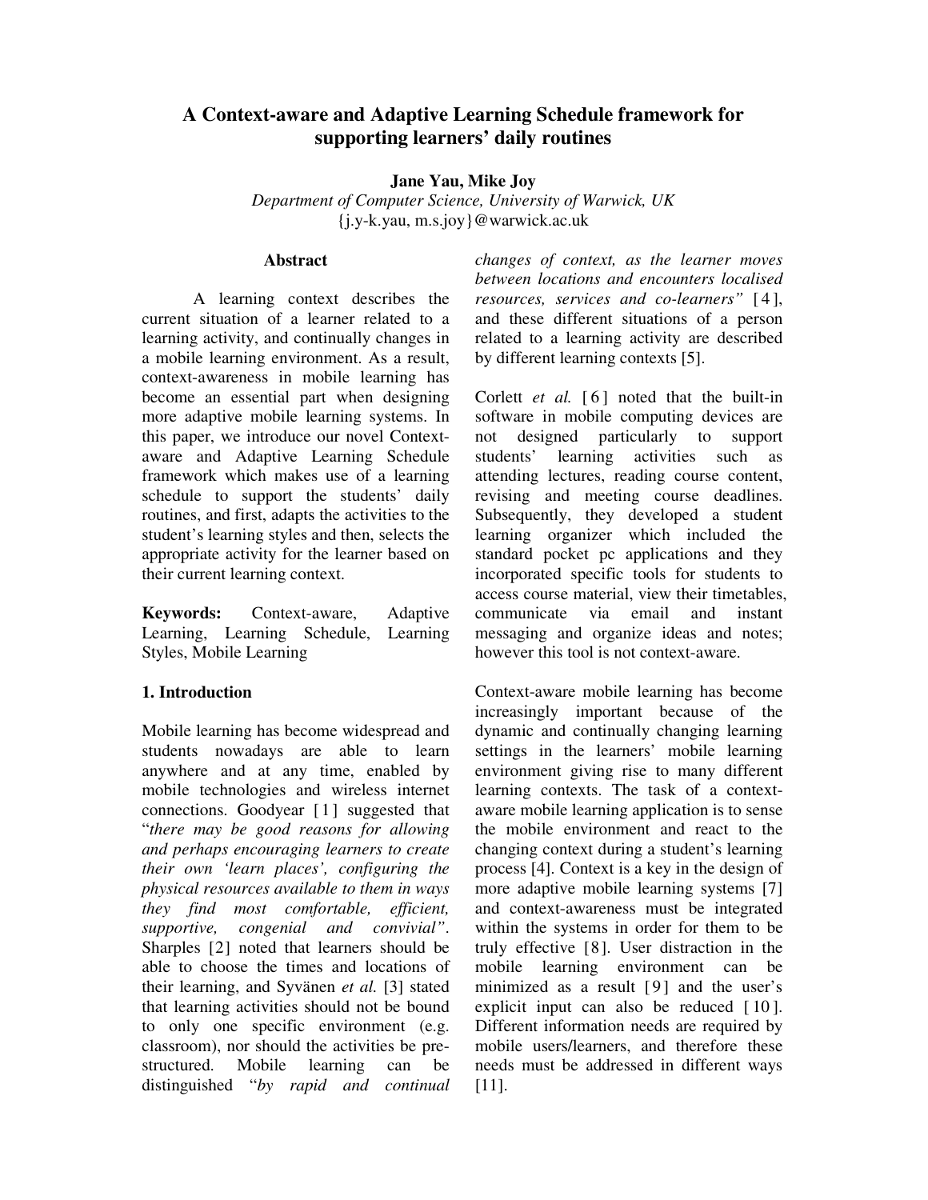# A Context-aware and Adaptive Learning Schedule framework for supporting learners' daily routines

**Jane Yau, Mike Joy**

*Department of Computer Science, University of Warwick, UK*

{j.y-k.yau, m.s.joy}@warwick.ac.uk

## Abstract

A learning context describes the current situation of a learner related to a learning activity, and continually changes in a mobile learning environment. As a result, context-awareness in mobile learning has become an essential part when designing more adaptive mobile learning systems. In this paper, we introduce our novel Context-aware and Adaptive Learning Schedule framework which makes use of a learning schedule to support the students' daily routines, and first, adapts the activities to the student's learning styles and then, selects the appropriate activity for the learner based on their current learning context.

**Keywords:** Context-aware, Adaptive Learning, Learning Schedule, Learning Styles, Mobile Learning

## 1. Introduction

Mobile learning has become widespread and students nowadays are able to learn anywhere and at any time, enabled by mobile technologies and wireless internet connections. Goodyear [1] suggested that "*there may be good reasons for allowing and perhaps encouraging learners to create their own 'learn places', configuring the physical resources available to them in ways they find most comfortable, efficient, supportive, congenial and convivial"*. Sharples [2] noted that learners should be able to choose the times and locations of their learning, and Syvänen *et al.* [3] stated that learning activities should not be bound to only one specific environment (e.g. classroom), nor should the activities be pre-structured. Mobile learning can be distinguished "*by rapid and continual changes of context, as the learner moves between locations and encounters localised resources, services and co-learners"* [4], and these different situations of a person related to a learning activity are described by different learning contexts [5].

Corlett *et al.* [6] noted that the built-in software in mobile computing devices are not designed particularly to support students' learning activities such as attending lectures, reading course content, revising and meeting course deadlines. Subsequently, they developed a student learning organizer which included the standard pocket pc applications and they incorporated specific tools for students to access course material, view their timetables, communicate via email and instant messaging and organize ideas and notes; however this tool is not context-aware.

Context-aware mobile learning has become increasingly important because of the dynamic and continually changing learning settings in the learners' mobile learning environment giving rise to many different learning contexts. The task of a context-aware mobile learning application is to sense the mobile environment and react to the changing context during a student's learning process [4]. Context is a key in the design of more adaptive mobile learning systems [7] and context-awareness must be integrated within the systems in order for them to be truly effective [8]. User distraction in the mobile learning environment can be minimized as a result [9] and the user's explicit input can also be reduced [10]. Different information needs are required by mobile users/learners, and therefore these needs must be addressed in different ways [11].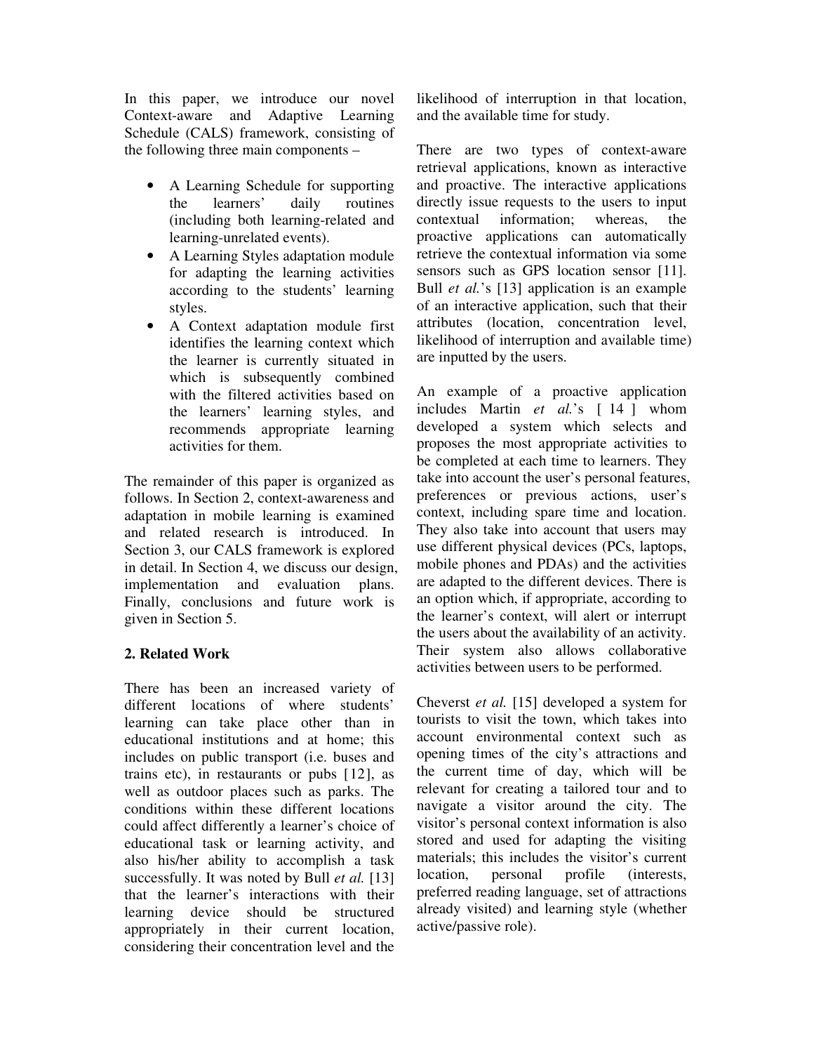In this paper, we introduce our novel Context-aware and Adaptive Learning Schedule (CALS) framework, consisting of the following three main components –

- A Learning Schedule for supporting the learners' daily routines (including both learning-related and learning-unrelated events).
- A Learning Styles adaptation module for adapting the learning activities according to the students' learning styles.
- A Context adaptation module first identifies the learning context which the learner is currently situated in which is subsequently combined with the filtered activities based on the learners' learning styles, and recommends appropriate learning activities for them.

The remainder of this paper is organized as follows. In Section 2, context-awareness and adaptation in mobile learning is examined and related research is introduced. In Section 3, our CALS framework is explored in detail. In Section 4, we discuss our design, implementation and evaluation plans. Finally, conclusions and future work is given in Section 5.

## 2. Related Work

There has been an increased variety of different locations of where students' learning can take place other than in educational institutions and at home; this includes on public transport (i.e. buses and trains etc), in restaurants or pubs [12], as well as outdoor places such as parks. The conditions within these different locations could affect differently a learner's choice of educational task or learning activity, and also his/her ability to accomplish a task successfully. It was noted by Bull *et al.* [13] that the learner's interactions with their learning device should be structured appropriately in their current location, considering their concentration level and the likelihood of interruption in that location, and the available time for study.

There are two types of context-aware retrieval applications, known as interactive and proactive. The interactive applications directly issue requests to the users to input contextual information; whereas, the proactive applications can automatically retrieve the contextual information via some sensors such as GPS location sensor [11]. Bull *et al.*'s [13] application is an example of an interactive application, such that their attributes (location, concentration level, likelihood of interruption and available time) are inputted by the users.

An example of a proactive application includes Martin *et al.*'s [14] whom developed a system which selects and proposes the most appropriate activities to be completed at each time to learners. They take into account the user's personal features, preferences or previous actions, user's context, including spare time and location. They also take into account that users may use different physical devices (PCs, laptops, mobile phones and PDAs) and the activities are adapted to the different devices. There is an option which, if appropriate, according to the learner's context, will alert or interrupt the users about the availability of an activity. Their system also allows collaborative activities between users to be performed.

Cheverst *et al.* [15] developed a system for tourists to visit the town, which takes into account environmental context such as opening times of the city's attractions and the current time of day, which will be relevant for creating a tailored tour and to navigate a visitor around the city. The visitor's personal context information is also stored and used for adapting the visiting materials; this includes the visitor's current location, personal profile (interests, preferred reading language, set of attractions already visited) and learning style (whether active/passive role).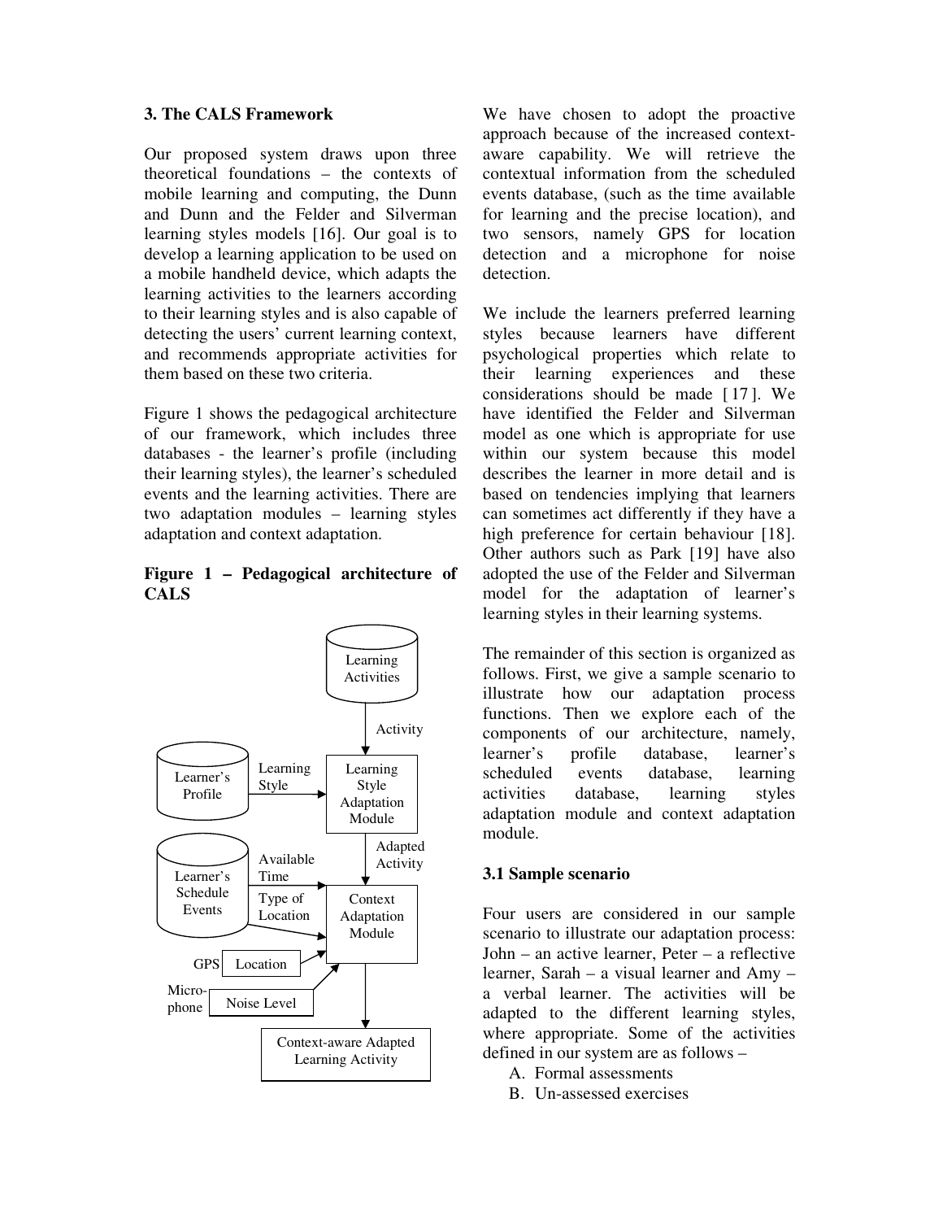### 3. The CALS Framework

Our proposed system draws upon three theoretical foundations – the contexts of mobile learning and computing, the Dunn and Dunn and the Felder and Silverman learning styles models [16]. Our goal is to develop a learning application to be used on a mobile handheld device, which adapts the learning activities to the learners according to their learning styles and is also capable of detecting the users' current learning context, and recommends appropriate activities for them based on these two criteria.

Figure 1 shows the pedagogical architecture of our framework, which includes three databases - the learner's profile (including their learning styles), the learner's scheduled events and the learning activities. There are two adaptation modules – learning styles adaptation and context adaptation.

**Figure 1 – Pedagogical architecture of CALS**

Learning Activities → Activity → Learning Style Adaptation Module

Learner's Profile → Learning Style → Learning Style Adaptation Module

Learning Style Adaptation Module → Adapted Activity → Context Adaptation Module

Learner's Schedule Events → Available Time, Type of Location → Context Adaptation Module

GPS → Location → Context Adaptation Module

Micro-phone → Noise Level → Context Adaptation Module

Context Adaptation Module → Context-aware Adapted Learning Activity

We have chosen to adopt the proactive approach because of the increased context-aware capability. We will retrieve the contextual information from the scheduled events database, (such as the time available for learning and the precise location), and two sensors, namely GPS for location detection and a microphone for noise detection.

We include the learners preferred learning styles because learners have different psychological properties which relate to their learning experiences and these considerations should be made [17]. We have identified the Felder and Silverman model as one which is appropriate for use within our system because this model describes the learner in more detail and is based on tendencies implying that learners can sometimes act differently if they have a high preference for certain behaviour [18]. Other authors such as Park [19] have also adopted the use of the Felder and Silverman model for the adaptation of learner's learning styles in their learning systems.

The remainder of this section is organized as follows. First, we give a sample scenario to illustrate how our adaptation process functions. Then we explore each of the components of our architecture, namely, learner's profile database, learner's scheduled events database, learning activities database, learning styles adaptation module and context adaptation module.

#### 3.1 Sample scenario

Four users are considered in our sample scenario to illustrate our adaptation process: John – an active learner, Peter – a reflective learner, Sarah – a visual learner and Amy – a verbal learner. The activities will be adapted to the different learning styles, where appropriate. Some of the activities defined in our system are as follows –

A. Formal assessments
B. Un-assessed exercises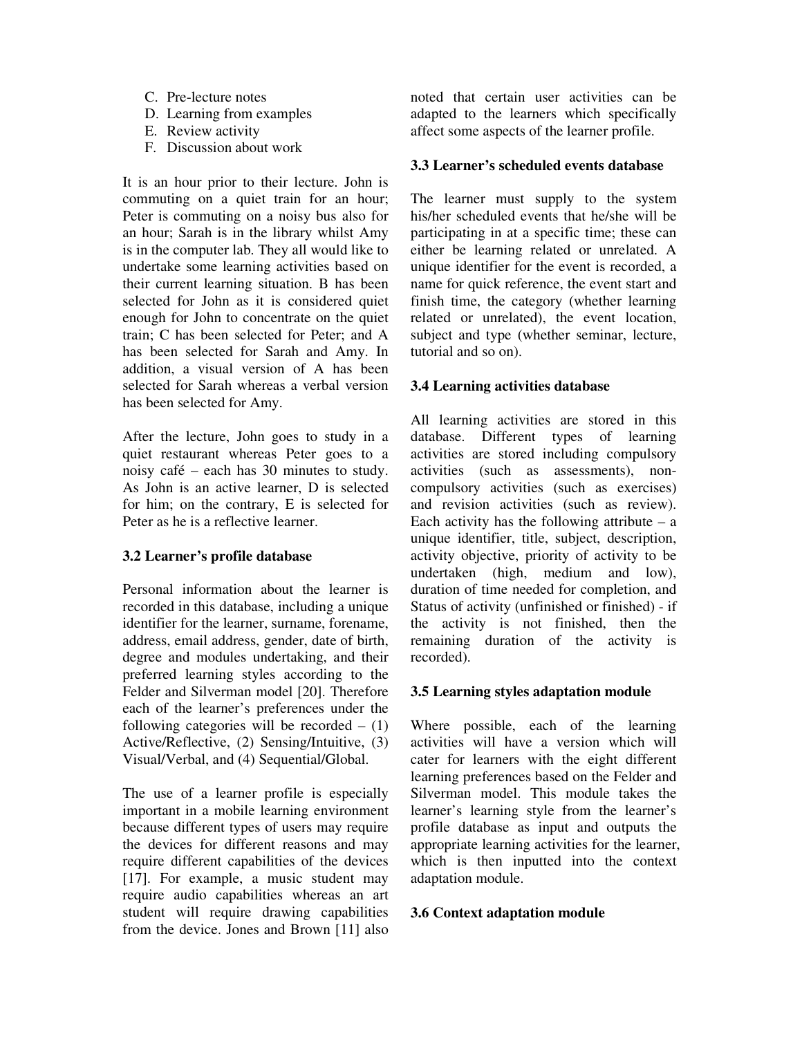C. Pre-lecture notes
D. Learning from examples
E. Review activity
F. Discussion about work

It is an hour prior to their lecture. John is commuting on a quiet train for an hour; Peter is commuting on a noisy bus also for an hour; Sarah is in the library whilst Amy is in the computer lab. They all would like to undertake some learning activities based on their current learning situation. B has been selected for John as it is considered quiet enough for John to concentrate on the quiet train; C has been selected for Peter; and A has been selected for Sarah and Amy. In addition, a visual version of A has been selected for Sarah whereas a verbal version has been selected for Amy.

After the lecture, John goes to study in a quiet restaurant whereas Peter goes to a noisy café – each has 30 minutes to study. As John is an active learner, D is selected for him; on the contrary, E is selected for Peter as he is a reflective learner.

### 3.2 Learner's profile database

Personal information about the learner is recorded in this database, including a unique identifier for the learner, surname, forename, address, email address, gender, date of birth, degree and modules undertaking, and their preferred learning styles according to the Felder and Silverman model [20]. Therefore each of the learner's preferences under the following categories will be recorded – (1) Active/Reflective, (2) Sensing/Intuitive, (3) Visual/Verbal, and (4) Sequential/Global.

The use of a learner profile is especially important in a mobile learning environment because different types of users may require the devices for different reasons and may require different capabilities of the devices [17]. For example, a music student may require audio capabilities whereas an art student will require drawing capabilities from the device. Jones and Brown [11] also noted that certain user activities can be adapted to the learners which specifically affect some aspects of the learner profile.

### 3.3 Learner's scheduled events database

The learner must supply to the system his/her scheduled events that he/she will be participating in at a specific time; these can either be learning related or unrelated. A unique identifier for the event is recorded, a name for quick reference, the event start and finish time, the category (whether learning related or unrelated), the event location, subject and type (whether seminar, lecture, tutorial and so on).

### 3.4 Learning activities database

All learning activities are stored in this database. Different types of learning activities are stored including compulsory activities (such as assessments), non-compulsory activities (such as exercises) and revision activities (such as review). Each activity has the following attribute – a unique identifier, title, subject, description, activity objective, priority of activity to be undertaken (high, medium and low), duration of time needed for completion, and Status of activity (unfinished or finished) - if the activity is not finished, then the remaining duration of the activity is recorded).

### 3.5 Learning styles adaptation module

Where possible, each of the learning activities will have a version which will cater for learners with the eight different learning preferences based on the Felder and Silverman model. This module takes the learner's learning style from the learner's profile database as input and outputs the appropriate learning activities for the learner, which is then inputted into the context adaptation module.

### 3.6 Context adaptation module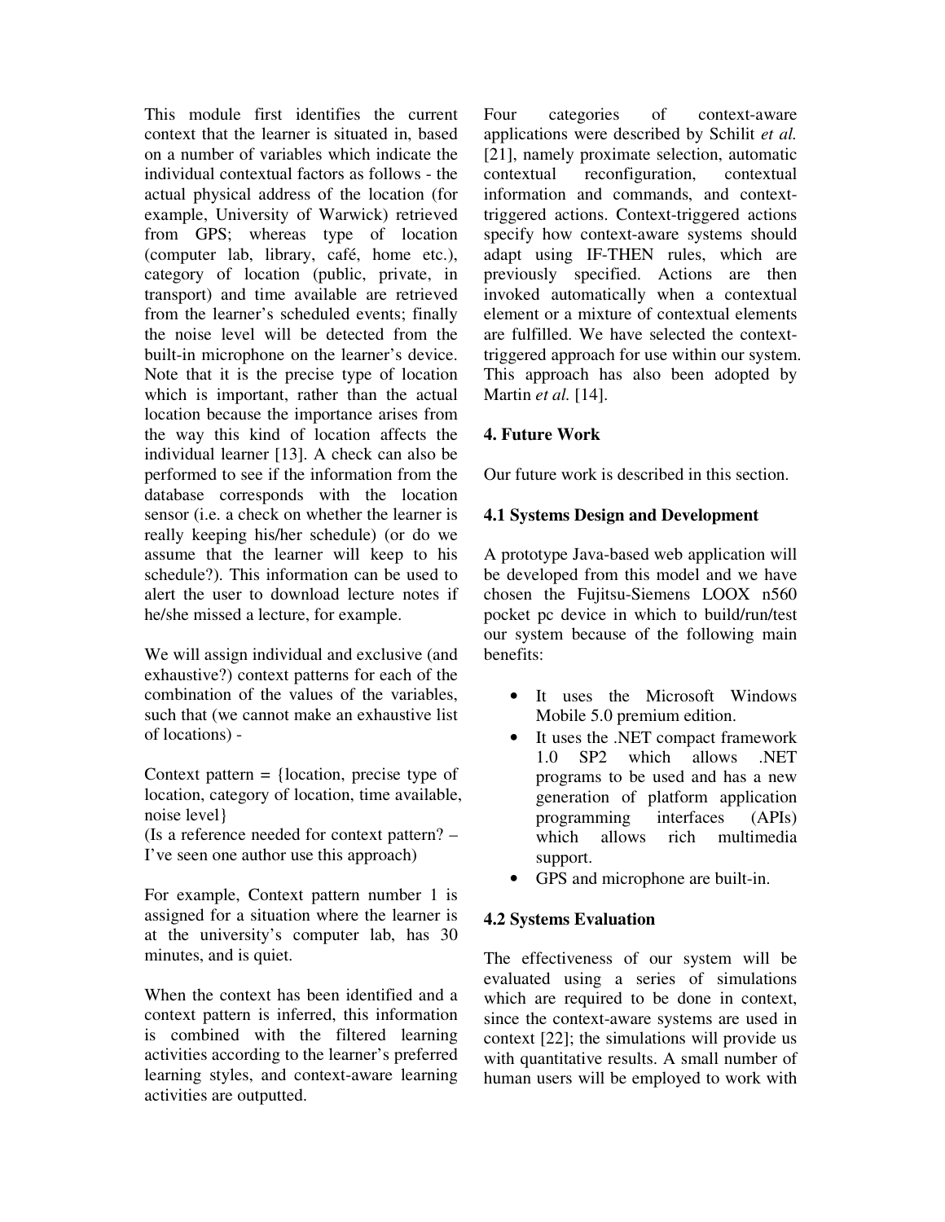This module first identifies the current context that the learner is situated in, based on a number of variables which indicate the individual contextual factors as follows - the actual physical address of the location (for example, University of Warwick) retrieved from GPS; whereas type of location (computer lab, library, café, home etc.), category of location (public, private, in transport) and time available are retrieved from the learner's scheduled events; finally the noise level will be detected from the built-in microphone on the learner's device. Note that it is the precise type of location which is important, rather than the actual location because the importance arises from the way this kind of location affects the individual learner [13]. A check can also be performed to see if the information from the database corresponds with the location sensor (i.e. a check on whether the learner is really keeping his/her schedule) (or do we assume that the learner will keep to his schedule?). This information can be used to alert the user to download lecture notes if he/she missed a lecture, for example.

We will assign individual and exclusive (and exhaustive?) context patterns for each of the combination of the values of the variables, such that (we cannot make an exhaustive list of locations) -

Context pattern = {location, precise type of location, category of location, time available, noise level}
(Is a reference needed for context pattern? – I've seen one author use this approach)

For example, Context pattern number 1 is assigned for a situation where the learner is at the university's computer lab, has 30 minutes, and is quiet.

When the context has been identified and a context pattern is inferred, this information is combined with the filtered learning activities according to the learner's preferred learning styles, and context-aware learning activities are outputted.

Four categories of context-aware applications were described by Schilit *et al.* [21], namely proximate selection, automatic contextual reconfiguration, contextual information and commands, and context-triggered actions. Context-triggered actions specify how context-aware systems should adapt using IF-THEN rules, which are previously specified. Actions are then invoked automatically when a contextual element or a mixture of contextual elements are fulfilled. We have selected the context-triggered approach for use within our system. This approach has also been adopted by Martin *et al.* [14].

## 4. Future Work

Our future work is described in this section.

### 4.1 Systems Design and Development

A prototype Java-based web application will be developed from this model and we have chosen the Fujitsu-Siemens LOOX n560 pocket pc device in which to build/run/test our system because of the following main benefits:

- It uses the Microsoft Windows Mobile 5.0 premium edition.
- It uses the .NET compact framework 1.0 SP2 which allows .NET programs to be used and has a new generation of platform application programming interfaces (APIs) which allows rich multimedia support.
- GPS and microphone are built-in.

### 4.2 Systems Evaluation

The effectiveness of our system will be evaluated using a series of simulations which are required to be done in context, since the context-aware systems are used in context [22]; the simulations will provide us with quantitative results. A small number of human users will be employed to work with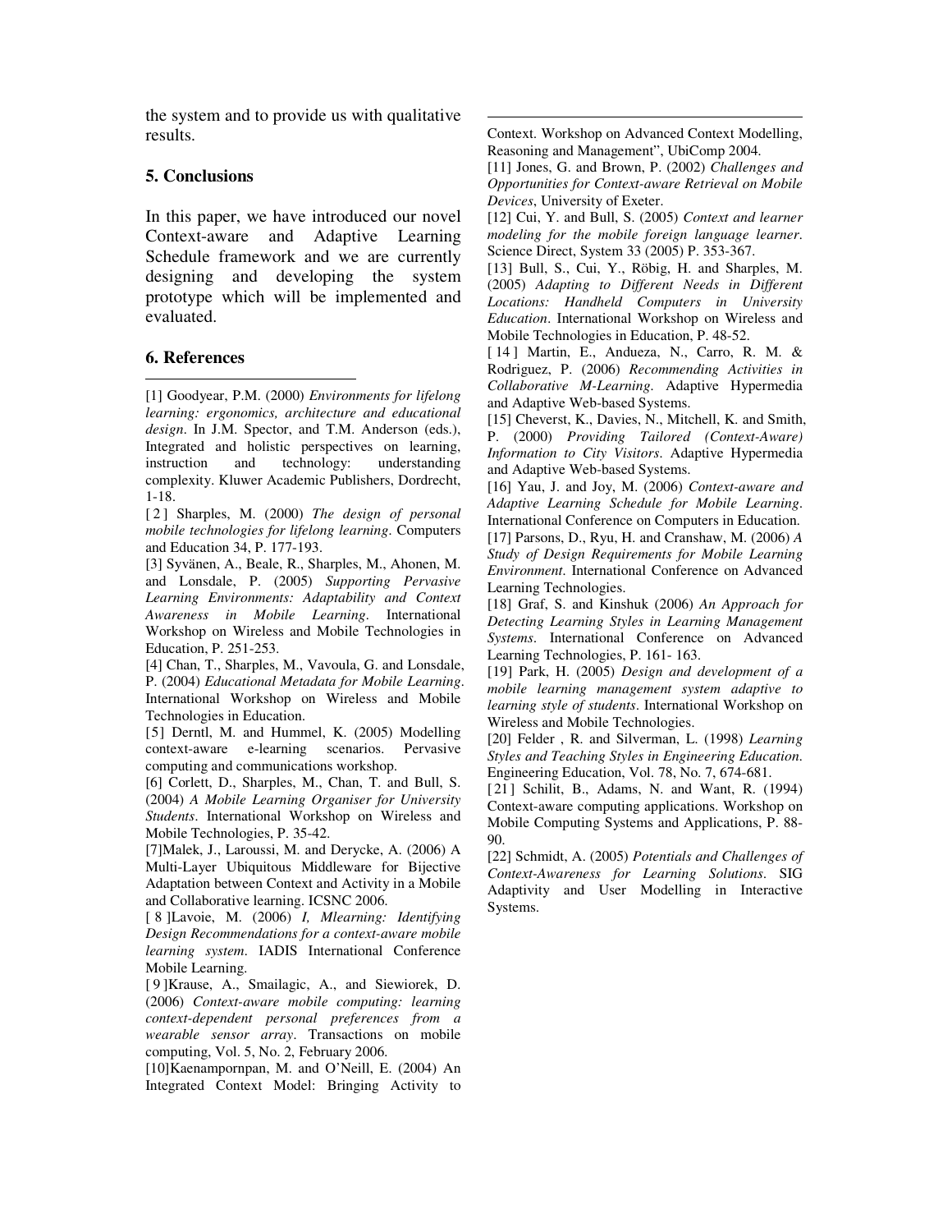the system and to provide us with qualitative results.

## 5. Conclusions

In this paper, we have introduced our novel Context-aware and Adaptive Learning Schedule framework and we are currently designing and developing the system prototype which will be implemented and evaluated.

## 6. References

[1] Goodyear, P.M. (2000) *Environments for lifelong learning: ergonomics, architecture and educational design*. In J.M. Spector, and T.M. Anderson (eds.), Integrated and holistic perspectives on learning, instruction and technology: understanding complexity. Kluwer Academic Publishers, Dordrecht, 1-18.

[2] Sharples, M. (2000) *The design of personal mobile technologies for lifelong learning*. Computers and Education 34, P. 177-193.

[3] Syvänen, A., Beale, R., Sharples, M., Ahonen, M. and Lonsdale, P. (2005) *Supporting Pervasive Learning Environments: Adaptability and Context Awareness in Mobile Learning*. International Workshop on Wireless and Mobile Technologies in Education, P. 251-253.

[4] Chan, T., Sharples, M., Vavoula, G. and Lonsdale, P. (2004) *Educational Metadata for Mobile Learning*. International Workshop on Wireless and Mobile Technologies in Education.

[5] Derntl, M. and Hummel, K. (2005) Modelling context-aware e-learning scenarios. Pervasive computing and communications workshop.

[6] Corlett, D., Sharples, M., Chan, T. and Bull, S. (2004) *A Mobile Learning Organiser for University Students*. International Workshop on Wireless and Mobile Technologies, P. 35-42.

[7]Malek, J., Laroussi, M. and Derycke, A. (2006) A Multi-Layer Ubiquitous Middleware for Bijective Adaptation between Context and Activity in a Mobile and Collaborative learning. ICSNC 2006.

[8]Lavoie, M. (2006) *I, Mlearning: Identifying Design Recommendations for a context-aware mobile learning system*. IADIS International Conference Mobile Learning.

[9]Krause, A., Smailagic, A., and Siewiorek, D. (2006) *Context-aware mobile computing: learning context-dependent personal preferences from a wearable sensor array*. Transactions on mobile computing, Vol. 5, No. 2, February 2006.

[10]Kaenampornpan, M. and O'Neill, E. (2004) An Integrated Context Model: Bringing Activity to Context. Workshop on Advanced Context Modelling, Reasoning and Management", UbiComp 2004.

[11] Jones, G. and Brown, P. (2002) *Challenges and Opportunities for Context-aware Retrieval on Mobile Devices*, University of Exeter.

[12] Cui, Y. and Bull, S. (2005) *Context and learner modeling for the mobile foreign language learner*. Science Direct, System 33 (2005) P. 353-367.

[13] Bull, S., Cui, Y., Röbig, H. and Sharples, M. (2005) *Adapting to Different Needs in Different Locations: Handheld Computers in University Education*. International Workshop on Wireless and Mobile Technologies in Education, P. 48-52.

[14] Martin, E., Andueza, N., Carro, R. M. & Rodriguez, P. (2006) *Recommending Activities in Collaborative M-Learning*. Adaptive Hypermedia and Adaptive Web-based Systems.

[15] Cheverst, K., Davies, N., Mitchell, K. and Smith, P. (2000) *Providing Tailored (Context-Aware) Information to City Visitors*. Adaptive Hypermedia and Adaptive Web-based Systems.

[16] Yau, J. and Joy, M. (2006) *Context-aware and Adaptive Learning Schedule for Mobile Learning*. International Conference on Computers in Education.

[17] Parsons, D., Ryu, H. and Cranshaw, M. (2006) *A Study of Design Requirements for Mobile Learning Environment*. International Conference on Advanced Learning Technologies.

[18] Graf, S. and Kinshuk (2006) *An Approach for Detecting Learning Styles in Learning Management Systems*. International Conference on Advanced Learning Technologies, P. 161- 163.

[19] Park, H. (2005) *Design and development of a mobile learning management system adaptive to learning style of students*. International Workshop on Wireless and Mobile Technologies.

[20] Felder , R. and Silverman, L. (1998) *Learning Styles and Teaching Styles in Engineering Education*. Engineering Education, Vol. 78, No. 7, 674-681.

[21] Schilit, B., Adams, N. and Want, R. (1994) Context-aware computing applications. Workshop on Mobile Computing Systems and Applications, P. 88-90.

[22] Schmidt, A. (2005) *Potentials and Challenges of Context-Awareness for Learning Solutions*. SIG Adaptivity and User Modelling in Interactive Systems.